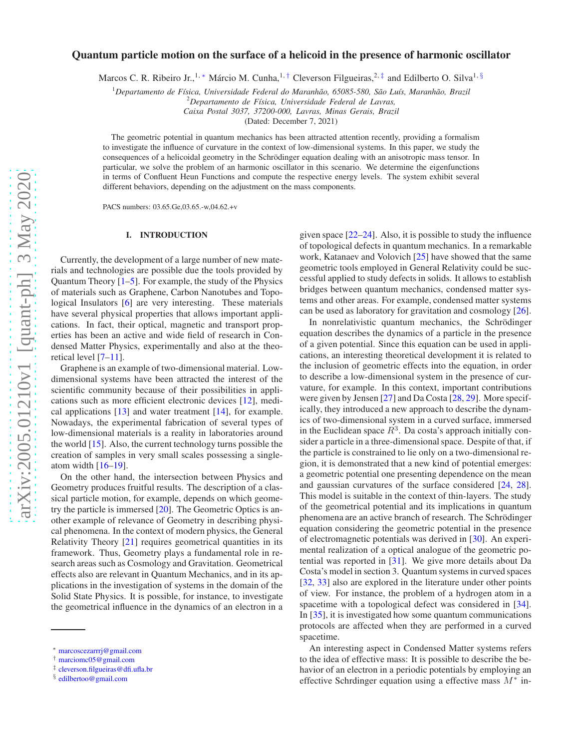# Quantum particle motion on the surface of a helicoid in the presence of harmonic oscillator

Marcos C. R. Ribeiro Jr.,[1,*] Márcio M. Cunha,[1,†] Cleverson Filgueiras,[2,‡] and Edilberto O. Silva[1,§]

[1]*Departamento de Física, Universidade Federal do Maranhão, 65085-580, São Luís, Maranhão, Brazil*
[2]*Departamento de Física, Universidade Federal de Lavras, Caixa Postal 3037, 37200-000, Lavras, Minas Gerais, Brazil*

(Dated: December 7, 2021)

The geometric potential in quantum mechanics has been attracted attention recently, providing a formalism to investigate the influence of curvature in the context of low-dimensional systems. In this paper, we study the consequences of a helicoidal geometry in the Schrödinger equation dealing with an anisotropic mass tensor. In particular, we solve the problem of an harmonic oscillator in this scenario. We determine the eigenfunctions in terms of Confluent Heun Functions and compute the respective energy levels. The system exhibit several different behaviors, depending on the adjustment on the mass components.

PACS numbers: 03.65.Ge,03.65.-w,04.62.+v

## I. INTRODUCTION

Currently, the development of a large number of new materials and technologies are possible due the tools provided by Quantum Theory [1–5]. For example, the study of the Physics of materials such as Graphene, Carbon Nanotubes and Topological Insulators [6] are very interesting. These materials have several physical properties that allows important applications. In fact, their optical, magnetic and transport properties has been an active and wide field of research in Condensed Matter Physics, experimentally and also at the theoretical level [7–11].

Graphene is an example of two-dimensional material. Low-dimensional systems have been attracted the interest of the scientific community because of their possibilities in applications such as more efficient electronic devices [12], medical applications [13] and water treatment [14], for example. Nowadays, the experimental fabrication of several types of low-dimensional materials is a reality in laboratories around the world [15]. Also, the current technology turns possible the creation of samples in very small scales possessing a single-atom width [16–19].

On the other hand, the intersection between Physics and Geometry produces fruitful results. The description of a classical particle motion, for example, depends on which geometry the particle is immersed [20]. The Geometric Optics is another example of relevance of Geometry in describing physical phenomena. In the context of modern physics, the General Relativity Theory [21] requires geometrical quantities in its framework. Thus, Geometry plays a fundamental role in research areas such as Cosmology and Gravitation. Geometrical effects also are relevant in Quantum Mechanics, and in its applications in the investigation of systems in the domain of the Solid State Physics. It is possible, for instance, to investigate the geometrical influence in the dynamics of an electron in a given space [22–24]. Also, it is possible to study the influence of topological defects in quantum mechanics. In a remarkable work, Katanaev and Volovich [25] have showed that the same geometric tools employed in General Relativity could be successful applied to study defects in solids. It allows to establish bridges between quantum mechanics, condensed matter systems and other areas. For example, condensed matter systems can be used as laboratory for gravitation and cosmology [26].

In nonrelativistic quantum mechanics, the Schrödinger equation describes the dynamics of a particle in the presence of a given potential. Since this equation can be used in applications, an interesting theoretical development it is related to the inclusion of geometric effects into the equation, in order to describe a low-dimensional system in the presence of curvature, for example. In this context, important contributions were given by Jensen [27] and Da Costa [28, 29]. More specifically, they introduced a new approach to describe the dynamics of two-dimensional system in a curved surface, immersed in the Euclidean space $R^3$. Da costa's approach initially consider a particle in a three-dimensional space. Despite of that, if the particle is constrained to lie only on a two-dimensional region, it is demonstrated that a new kind of potential emerges: a geometric potential one presenting dependence on the mean and gaussian curvatures of the surface considered [24, 28]. This model is suitable in the context of thin-layers. The study of the geometrical potential and its implications in quantum phenomena are an active branch of research. The Schrödinger equation considering the geometric potential in the presence of electromagnetic potentials was derived in [30]. An experimental realization of a optical analogue of the geometric potential was reported in [31]. We give more details about Da Costa's model in section 3. Quantum systems in curved spaces [32, 33] also are explored in the literature under other points of view. For instance, the problem of a hydrogen atom in a spacetime with a topological defect was considered in [34]. In [35], it is investigated how some quantum communications protocols are affected when they are performed in a curved spacetime.

An interesting aspect in Condensed Matter systems refers to the idea of effective mass: It is possible to describe the behavior of an electron in a periodic potentials by employing an effective Schrdinger equation using a effective mass $M^*$ in-

---

* marcoscezarrrj@gmail.com
† marciomc05@gmail.com
‡ cleverson.filgueiras@dfi.ufla.br
§ edilbertoo@gmail.com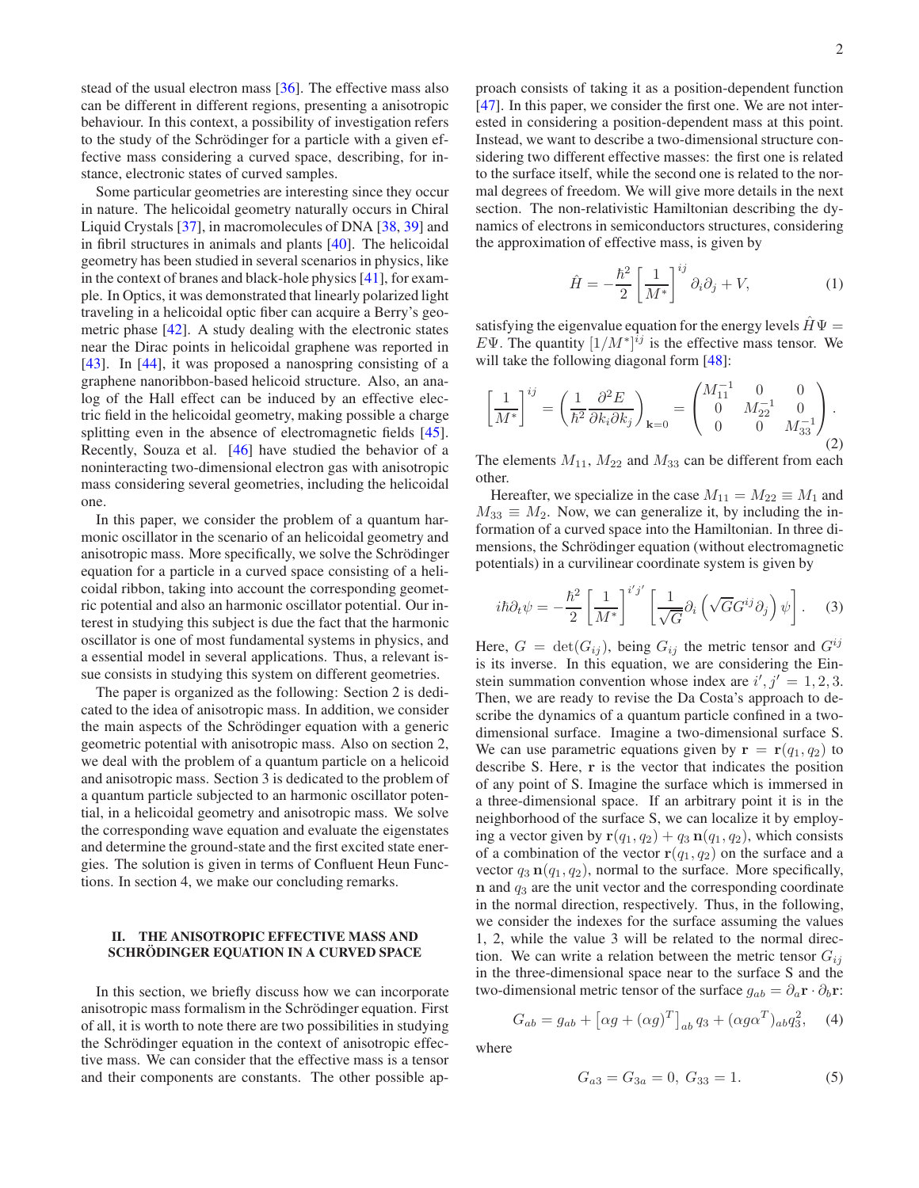stead of the usual electron mass [36]. The effective mass also can be different in different regions, presenting a anisotropic behaviour. In this context, a possibility of investigation refers to the study of the Schrödinger for a particle with a given effective mass considering a curved space, describing, for instance, electronic states of curved samples.

Some particular geometries are interesting since they occur in nature. The helicoidal geometry naturally occurs in Chiral Liquid Crystals [37], in macromolecules of DNA [38, 39] and in fibril structures in animals and plants [40]. The helicoidal geometry has been studied in several scenarios in physics, like in the context of branes and black-hole physics [41], for example. In Optics, it was demonstrated that linearly polarized light traveling in a helicoidal optic fiber can acquire a Berry's geometric phase [42]. A study dealing with the electronic states near the Dirac points in helicoidal graphene was reported in [43]. In [44], it was proposed a nanospring consisting of a graphene nanoribbon-based helicoid structure. Also, an analog of the Hall effect can be induced by an effective electric field in the helicoidal geometry, making possible a charge splitting even in the absence of electromagnetic fields [45]. Recently, Souza et al. [46] have studied the behavior of a noninteracting two-dimensional electron gas with anisotropic mass considering several geometries, including the helicoidal one.

In this paper, we consider the problem of a quantum harmonic oscillator in the scenario of an helicoidal geometry and anisotropic mass. More specifically, we solve the Schrödinger equation for a particle in a curved space consisting of a helicoidal ribbon, taking into account the corresponding geometric potential and also an harmonic oscillator potential. Our interest in studying this subject is due the fact that the harmonic oscillator is one of most fundamental systems in physics, and a essential model in several applications. Thus, a relevant issue consists in studying this system on different geometries.

The paper is organized as the following: Section 2 is dedicated to the idea of anisotropic mass. In addition, we consider the main aspects of the Schrödinger equation with a generic geometric potential with anisotropic mass. Also on section 2, we deal with the problem of a quantum particle on a helicoid and anisotropic mass. Section 3 is dedicated to the problem of a quantum particle subjected to an harmonic oscillator potential, in a helicoidal geometry and anisotropic mass. We solve the corresponding wave equation and evaluate the eigenstates and determine the ground-state and the first excited state energies. The solution is given in terms of Confluent Heun Functions. In section 4, we make our concluding remarks.

## II. THE ANISOTROPIC EFFECTIVE MASS AND SCHRÖDINGER EQUATION IN A CURVED SPACE

In this section, we briefly discuss how we can incorporate anisotropic mass formalism in the Schrödinger equation. First of all, it is worth to note there are two possibilities in studying the Schrödinger equation in the context of anisotropic effective mass. We can consider that the effective mass is a tensor and their components are constants. The other possible approach consists of taking it as a position-dependent function [47]. In this paper, we consider the first one. We are not interested in considering a position-dependent mass at this point. Instead, we want to describe a two-dimensional structure considering two different effective masses: the first one is related to the surface itself, while the second one is related to the normal degrees of freedom. We will give more details in the next section. The non-relativistic Hamiltonian describing the dynamics of electrons in semiconductors structures, considering the approximation of effective mass, is given by

$$\hat{H} = -\frac{\hbar^2}{2}\left[\frac{1}{M^*}\right]^{ij}\partial_i\partial_j + V, \tag{1}$$

satisfying the eigenvalue equation for the energy levels $\hat{H}\Psi = E\Psi$. The quantity $[1/M^*]^{ij}$ is the effective mass tensor. We will take the following diagonal form [48]:

$$\left[\frac{1}{M^*}\right]^{ij} = \left(\frac{1}{\hbar^2}\frac{\partial^2 E}{\partial k_i \partial k_j}\right)_{\mathbf{k}=0} = \begin{pmatrix} M_{11}^{-1} & 0 & 0 \\ 0 & M_{22}^{-1} & 0 \\ 0 & 0 & M_{33}^{-1}\end{pmatrix}. \tag{2}$$

The elements $M_{11}$, $M_{22}$ and $M_{33}$ can be different from each other.

Hereafter, we specialize in the case $M_{11} = M_{22} \equiv M_1$ and $M_{33} \equiv M_2$. Now, we can generalize it, by including the information of a curved space into the Hamiltonian. In three dimensions, the Schrödinger equation (without electromagnetic potentials) in a curvilinear coordinate system is given by

$$i\hbar\partial_t\psi = -\frac{\hbar^2}{2}\left[\frac{1}{M^*}\right]^{i'j'}\left[\frac{1}{\sqrt{G}}\partial_i\left(\sqrt{G}G^{ij}\partial_j\right)\psi\right]. \tag{3}$$

Here, $G = \det(G_{ij})$, being $G_{ij}$ the metric tensor and $G^{ij}$ is its inverse. In this equation, we are considering the Einstein summation convention whose index are $i', j' = 1, 2, 3$. Then, we are ready to revise the Da Costa's approach to describe the dynamics of a quantum particle confined in a two-dimensional surface. Imagine a two-dimensional surface S. We can use parametric equations given by $\mathbf{r} = \mathbf{r}(q_1, q_2)$ to describe S. Here, $\mathbf{r}$ is the vector that indicates the position of any point of S. Imagine the surface which is immersed in a three-dimensional space. If an arbitrary point it is in the neighborhood of the surface S, we can localize it by employing a vector given by $\mathbf{r}(q_1, q_2) + q_3\,\mathbf{n}(q_1, q_2)$, which consists of a combination of the vector $\mathbf{r}(q_1, q_2)$ on the surface and a vector $q_3\,\mathbf{n}(q_1, q_2)$, normal to the surface. More specifically, $\mathbf{n}$ and $q_3$ are the unit vector and the corresponding coordinate in the normal direction, respectively. Thus, in the following, we consider the indexes for the surface assuming the values 1, 2, while the value 3 will be related to the normal direction. We can write a relation between the metric tensor $G_{ij}$ in the three-dimensional space near to the surface S and the two-dimensional metric tensor of the surface $g_{ab} = \partial_a\mathbf{r}\cdot\partial_b\mathbf{r}$:

$$G_{ab} = g_{ab} + \left[\alpha g + (\alpha g)^T\right]_{ab} q_3 + (\alpha g \alpha^T)_{ab} q_3^2, \tag{4}$$

where

$$G_{a3} = G_{3a} = 0,\; G_{33} = 1. \tag{5}$$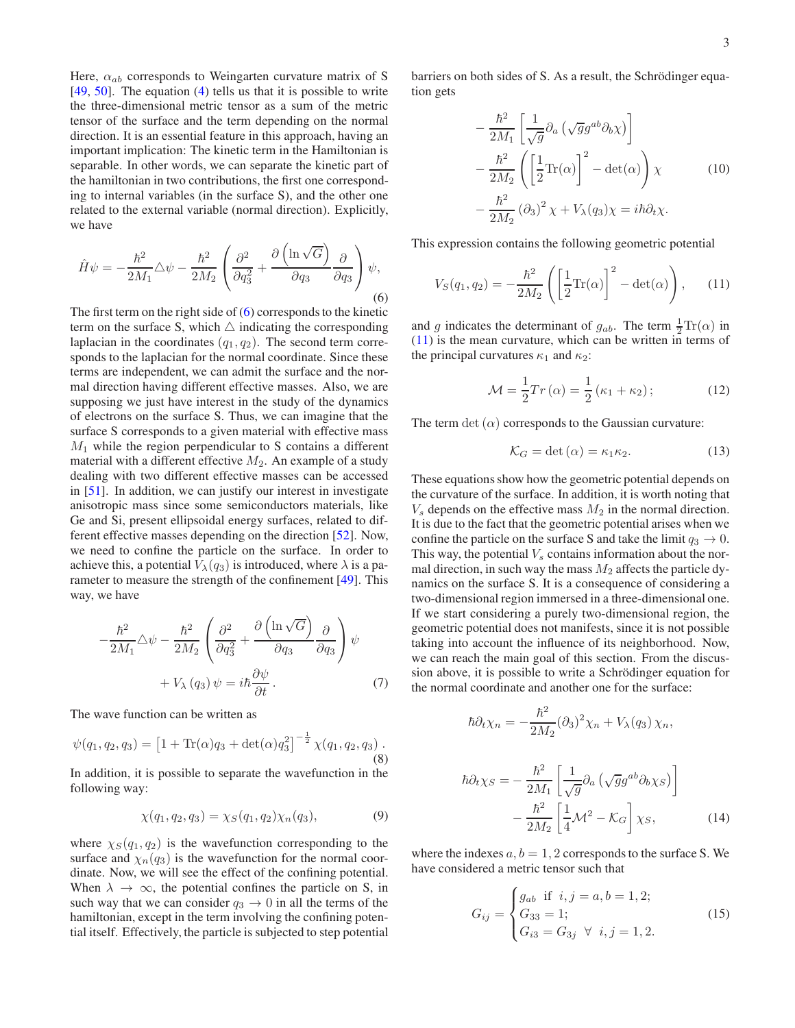Here, $\alpha_{ab}$ corresponds to Weingarten curvature matrix of S [49, 50]. The equation (4) tells us that it is possible to write the three-dimensional metric tensor as a sum of the metric tensor of the surface and the term depending on the normal direction. It is an essential feature in this approach, having an important implication: The kinetic term in the Hamiltonian is separable. In other words, we can separate the kinetic part of the hamiltonian in two contributions, the first one corresponding to internal variables (in the surface S), and the other one related to the external variable (normal direction). Explicitly, we have

$$\hat{H}\psi = -\frac{\hbar^2}{2M_1}\triangle\psi - \frac{\hbar^2}{2M_2}\left(\frac{\partial^2}{\partial q_3^2} + \frac{\partial\left(\ln\sqrt{G}\right)}{\partial q_3}\frac{\partial}{\partial q_3}\right)\psi, \tag{6}$$

The first term on the right side of (6) corresponds to the kinetic term on the surface S, which $\triangle$ indicating the corresponding laplacian in the coordinates $(q_1, q_2)$. The second term corresponds to the laplacian for the normal coordinate. Since these terms are independent, we can admit the surface and the normal direction having different effective masses. Also, we are supposing we just have interest in the study of the dynamics of electrons on the surface S. Thus, we can imagine that the surface S corresponds to a given material with effective mass $M_1$ while the region perpendicular to S contains a different material with a different effective $M_2$. An example of a study dealing with two different effective masses can be accessed in [51]. In addition, we can justify our interest in investigate anisotropic mass since some semiconductors materials, like Ge and Si, present ellipsoidal energy surfaces, related to different effective masses depending on the direction [52]. Now, we need to confine the particle on the surface. In order to achieve this, a potential $V_\lambda(q_3)$ is introduced, where $\lambda$ is a parameter to measure the strength of the confinement [49]. This way, we have

$$-\frac{\hbar^2}{2M_1}\triangle\psi - \frac{\hbar^2}{2M_2}\left(\frac{\partial^2}{\partial q_3^2} + \frac{\partial\left(\ln\sqrt{G}\right)}{\partial q_3}\frac{\partial}{\partial q_3}\right)\psi + V_\lambda\left(q_3\right)\psi = i\hbar\frac{\partial\psi}{\partial t}. \tag{7}$$

The wave function can be written as

$$\psi(q_1, q_2, q_3) = \left[1 + \mathrm{Tr}(\alpha)q_3 + \det(\alpha)q_3^2\right]^{-\frac{1}{2}}\chi(q_1, q_2, q_3). \tag{8}$$

In addition, it is possible to separate the wavefunction in the following way:

$$\chi(q_1, q_2, q_3) = \chi_S(q_1, q_2)\chi_n(q_3), \tag{9}$$

where $\chi_S(q_1, q_2)$ is the wavefunction corresponding to the surface and $\chi_n(q_3)$ is the wavefunction for the normal coordinate. Now, we will see the effect of the confining potential. When $\lambda \to \infty$, the potential confines the particle on S, in such way that we can consider $q_3 \to 0$ in all the terms of the hamiltonian, except in the term involving the confining potential itself. Effectively, the particle is subjected to step potential barriers on both sides of S. As a result, the Schrödinger equation gets

$$\begin{aligned}
&-\frac{\hbar^2}{2M_1}\left[\frac{1}{\sqrt{g}}\partial_a\left(\sqrt{g}g^{ab}\partial_b\chi\right)\right] \\
&-\frac{\hbar^2}{2M_2}\left(\left[\frac{1}{2}\mathrm{Tr}(\alpha)\right]^2 - \det(\alpha)\right)\chi \\
&-\frac{\hbar^2}{2M_2}\left(\partial_3\right)^2\chi + V_\lambda(q_3)\chi = i\hbar\partial_t\chi.
\end{aligned} \tag{10}$$

This expression contains the following geometric potential

$$V_S(q_1, q_2) = -\frac{\hbar^2}{2M_2}\left(\left[\frac{1}{2}\mathrm{Tr}(\alpha)\right]^2 - \det(\alpha)\right), \tag{11}$$

and $g$ indicates the determinant of $g_{ab}$. The term $\frac{1}{2}\mathrm{Tr}(\alpha)$ in (11) is the mean curvature, which can be written in terms of the principal curvatures $\kappa_1$ and $\kappa_2$:

$$\mathcal{M} = \frac{1}{2}Tr\left(\alpha\right) = \frac{1}{2}\left(\kappa_1 + \kappa_2\right); \tag{12}$$

The term $\det\left(\alpha\right)$ corresponds to the Gaussian curvature:

$$\mathcal{K}_G = \det\left(\alpha\right) = \kappa_1\kappa_2. \tag{13}$$

These equations show how the geometric potential depends on the curvature of the surface. In addition, it is worth noting that $V_s$ depends on the effective mass $M_2$ in the normal direction. It is due to the fact that the geometric potential arises when we confine the particle on the surface S and take the limit $q_3 \to 0$. This way, the potential $V_s$ contains information about the normal direction, in such way that the mass $M_2$ affects the particle dynamics on the surface S. It is a consequence of considering a two-dimensional region immersed in a three-dimensional one. If we start considering a purely two-dimensional region, the geometric potential does not manifests, since it is not possible taking into account the influence of its neighborhood. Now, we can reach the main goal of this section. From the discussion above, it is possible to write a Schrödinger equation for the normal coordinate and another one for the surface:

$$\hbar\partial_t\chi_n = -\frac{\hbar^2}{2M_2}(\partial_3)^2\chi_n + V_\lambda(q_3)\,\chi_n,$$

$$\begin{aligned}
\hbar\partial_t\chi_S = &-\frac{\hbar^2}{2M_1}\left[\frac{1}{\sqrt{g}}\partial_a\left(\sqrt{g}g^{ab}\partial_b\chi_S\right)\right] \\
&-\frac{\hbar^2}{2M_2}\left[\frac{1}{4}\mathcal{M}^2 - \mathcal{K}_G\right]\chi_S,
\end{aligned} \tag{14}$$

where the indexes $a, b = 1, 2$ corresponds to the surface S. We have considered a metric tensor such that

$$G_{ij} = \begin{cases} g_{ab} \;\text{ if }\; i, j = a, b = 1, 2; \\ G_{33} = 1; \\ G_{i3} = G_{3j} \;\;\forall\;\; i, j = 1, 2. \end{cases} \tag{15}$$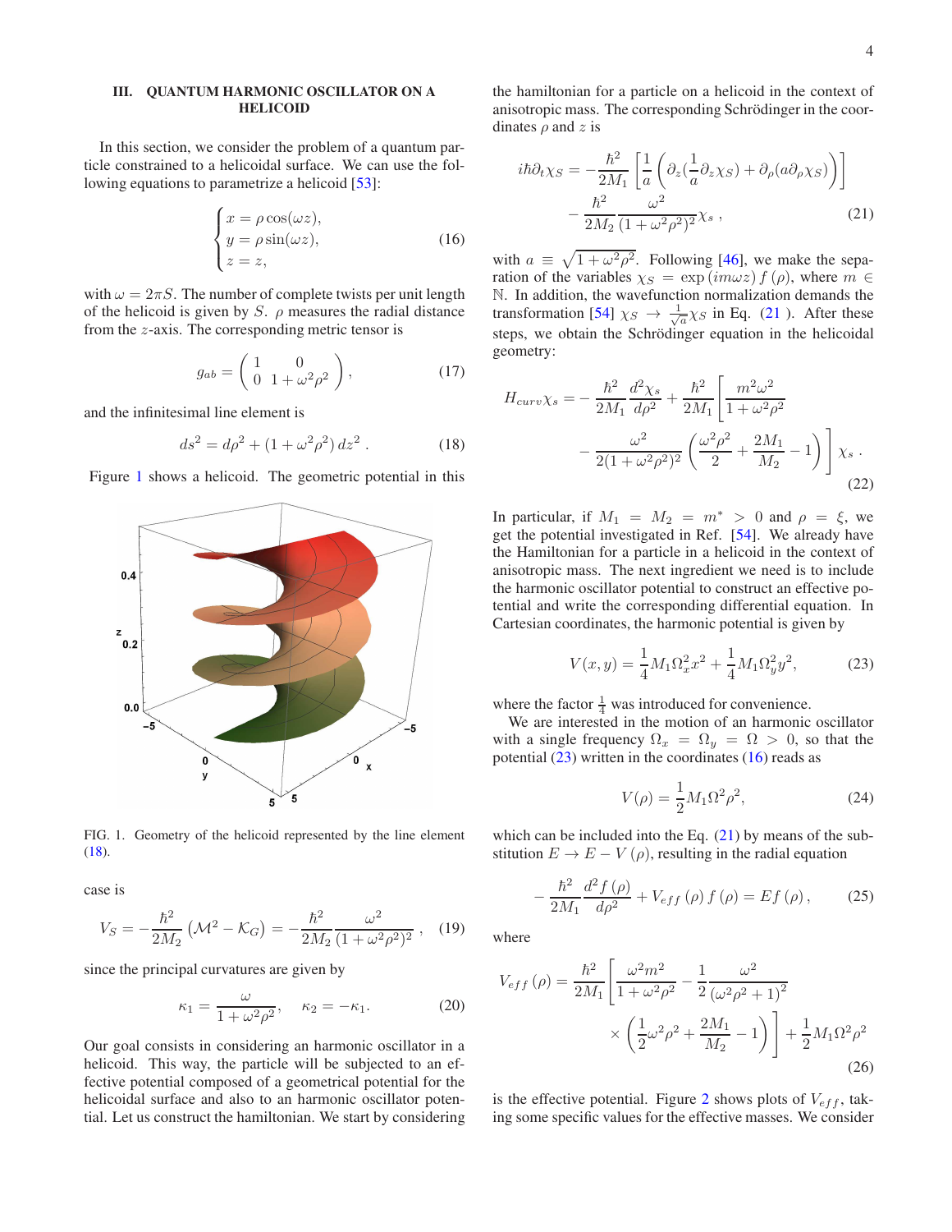## III. QUANTUM HARMONIC OSCILLATOR ON A HELICOID

In this section, we consider the problem of a quantum particle constrained to a helicoidal surface. We can use the following equations to parametrize a helicoid [53]:

$$\begin{cases} x = \rho\cos(\omega z), \\ y = \rho\sin(\omega z), \\ z = z, \end{cases} \tag{16}$$

with $\omega = 2\pi S$. The number of complete twists per unit length of the helicoid is given by $S$. $\rho$ measures the radial distance from the $z$-axis. The corresponding metric tensor is

$$g_{ab} = \begin{pmatrix} 1 & 0 \\ 0 & 1+\omega^2\rho^2 \end{pmatrix}, \tag{17}$$

and the infinitesimal line element is

$$ds^2 = d\rho^2 + (1+\omega^2\rho^2)\,dz^2\,. \tag{18}$$

Figure 1 shows a helicoid. The geometric potential in this case is

FIG. 1. Geometry of the helicoid represented by the line element (18).

$$V_S = -\frac{\hbar^2}{2M_2}\left(\mathcal{M}^2 - \mathcal{K}_G\right) = -\frac{\hbar^2}{2M_2}\frac{\omega^2}{(1+\omega^2\rho^2)^2}\,, \tag{19}$$

since the principal curvatures are given by

$$\kappa_1 = \frac{\omega}{1+\omega^2\rho^2}, \qquad \kappa_2 = -\kappa_1. \tag{20}$$

Our goal consists in considering an harmonic oscillator in a helicoid. This way, the particle will be subjected to an effective potential composed of a geometrical potential for the helicoidal surface and also to an harmonic oscillator potential. Let us construct the hamiltonian. We start by considering the hamiltonian for a particle on a helicoid in the context of anisotropic mass. The corresponding Schrödinger in the coordinates $\rho$ and $z$ is

$$i\hbar\partial_t\chi_S = -\frac{\hbar^2}{2M_1}\left[\frac{1}{a}\left(\partial_z\left(\frac{1}{a}\partial_z\chi_S\right) + \partial_\rho(a\partial_\rho\chi_S)\right)\right] - \frac{\hbar^2}{2M_2}\frac{\omega^2}{(1+\omega^2\rho^2)^2}\chi_s\,, \tag{21}$$

with $a \equiv \sqrt{1+\omega^2\rho^2}$. Following [46], we make the separation of the variables $\chi_S = \exp(im\omega z)\,f(\rho)$, where $m \in \mathbb{N}$. In addition, the wavefunction normalization demands the transformation [54] $\chi_S \to \frac{1}{\sqrt{a}}\chi_S$ in Eq. (21 ). After these steps, we obtain the Schrödinger equation in the helicoidal geometry:

$$H_{curv}\chi_s = -\frac{\hbar^2}{2M_1}\frac{d^2\chi_s}{d\rho^2} + \frac{\hbar^2}{2M_1}\left[\frac{m^2\omega^2}{1+\omega^2\rho^2} - \frac{\omega^2}{2(1+\omega^2\rho^2)^2}\left(\frac{\omega^2\rho^2}{2} + \frac{2M_1}{M_2} - 1\right)\right]\chi_s\,. \tag{22}$$

In particular, if $M_1 = M_2 = m^* > 0$ and $\rho = \xi$, we get the potential investigated in Ref. [54]. We already have the Hamiltonian for a particle in a helicoid in the context of anisotropic mass. The next ingredient we need is to include the harmonic oscillator potential to construct an effective potential and write the corresponding differential equation. In Cartesian coordinates, the harmonic potential is given by

$$V(x,y) = \frac{1}{4}M_1\Omega_x^2 x^2 + \frac{1}{4}M_1\Omega_y^2 y^2, \tag{23}$$

where the factor $\frac{1}{4}$ was introduced for convenience.

We are interested in the motion of an harmonic oscillator with a single frequency $\Omega_x = \Omega_y = \Omega > 0$, so that the potential (23) written in the coordinates (16) reads as

$$V(\rho) = \frac{1}{2}M_1\Omega^2\rho^2, \tag{24}$$

which can be included into the Eq. (21) by means of the substitution $E \to E - V(\rho)$, resulting in the radial equation

$$-\frac{\hbar^2}{2M_1}\frac{d^2 f(\rho)}{d\rho^2} + V_{eff}(\rho)\,f(\rho) = E f(\rho)\,, \tag{25}$$

where

$$V_{eff}(\rho) = \frac{\hbar^2}{2M_1}\left[\frac{\omega^2 m^2}{1+\omega^2\rho^2} - \frac{1}{2}\frac{\omega^2}{(\omega^2\rho^2+1)^2}\times\left(\frac{1}{2}\omega^2\rho^2 + \frac{2M_1}{M_2} - 1\right)\right] + \frac{1}{2}M_1\Omega^2\rho^2 \tag{26}$$

is the effective potential. Figure 2 shows plots of $V_{eff}$, taking some specific values for the effective masses. We consider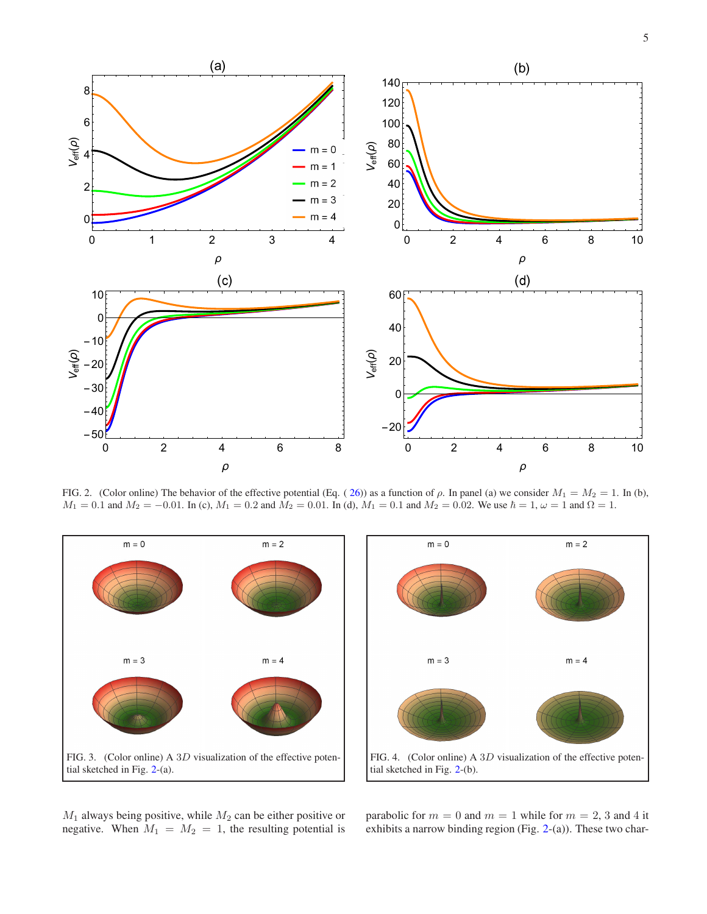FIG. 2. (Color online) The behavior of the effective potential (Eq. (26)) as a function of $\rho$. In panel (a) we consider $M_1 = M_2 = 1$. In (b), $M_1 = 0.1$ and $M_2 = -0.01$. In (c), $M_1 = 0.2$ and $M_2 = 0.01$. In (d), $M_1 = 0.1$ and $M_2 = 0.02$. We use $\hbar = 1$, $\omega = 1$ and $\Omega = 1$.

FIG. 3. (Color online) A $3D$ visualization of the effective potential sketched in Fig. 2-(a).

FIG. 4. (Color online) A $3D$ visualization of the effective potential sketched in Fig. 2-(b).

$M_1$ always being positive, while $M_2$ can be either positive or negative. When $M_1 = M_2 = 1$, the resulting potential is parabolic for $m = 0$ and $m = 1$ while for $m = 2$, 3 and 4 it exhibits a narrow binding region (Fig. 2-(a)). These two char-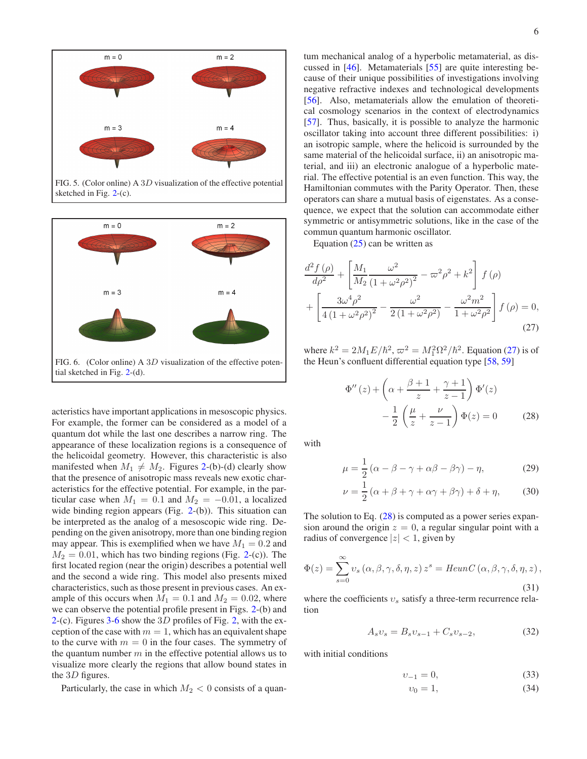FIG. 5. (Color online) A $3D$ visualization of the effective potential sketched in Fig. 2-(c).

FIG. 6. (Color online) A $3D$ visualization of the effective potential sketched in Fig. 2-(d).

acteristics have important applications in mesoscopic physics. For example, the former can be considered as a model of a quantum dot while the last one describes a narrow ring. The appearance of these localization regions is a consequence of the helicoidal geometry. However, this characteristic is also manifested when $M_1 \neq M_2$. Figures 2-(b)-(d) clearly show that the presence of anisotropic mass reveals new exotic characteristics for the effective potential. For example, in the particular case when $M_1 = 0.1$ and $M_2 = -0.01$, a localized wide binding region appears (Fig. 2-(b)). This situation can be interpreted as the analog of a mesoscopic wide ring. Depending on the given anisotropy, more than one binding region may appear. This is exemplified when we have $M_1 = 0.2$ and $M_2 = 0.01$, which has two binding regions (Fig. 2-(c)). The first located region (near the origin) describes a potential well and the second a wide ring. This model also presents mixed characteristics, such as those present in previous cases. An example of this occurs when $M_1 = 0.1$ and $M_2 = 0.02$, where we can observe the potential profile present in Figs. 2-(b) and 2-(c). Figures 3-6 show the $3D$ profiles of Fig. 2, with the exception of the case with $m = 1$, which has an equivalent shape to the curve with $m = 0$ in the four cases. The symmetry of the quantum number $m$ in the effective potential allows us to visualize more clearly the regions that allow bound states in the $3D$ figures.

Particularly, the case in which $M_2 < 0$ consists of a quantum mechanical analog of a hyperbolic metamaterial, as discussed in [46]. Metamaterials [55] are quite interesting because of their unique possibilities of investigations involving negative refractive indexes and technological developments [56]. Also, metamaterials allow the emulation of theoretical cosmology scenarios in the context of electrodynamics [57]. Thus, basically, it is possible to analyze the harmonic oscillator taking into account three different possibilities: i) an isotropic sample, where the helicoid is surrounded by the same material of the helicoidal surface, ii) an anisotropic material, and iii) an electronic analogue of a hyperbolic material. The effective potential is an even function. This way, the Hamiltonian commutes with the Parity Operator. Then, these operators can share a mutual basis of eigenstates. As a consequence, we expect that the solution can accommodate either symmetric or antisymmetric solutions, like in the case of the commun quantum harmonic oscillator.

Equation (25) can be written as

$$
\begin{aligned}
&\frac{d^2 f(\rho)}{d\rho^2} + \left[\frac{M_1}{M_2}\frac{\omega^2}{(1+\omega^2\rho^2)^2} - \varpi^2\rho^2 + k^2\right] f(\rho) \\
&+ \left[\frac{3\omega^4\rho^2}{4(1+\omega^2\rho^2)^2} - \frac{\omega^2}{2(1+\omega^2\rho^2)} - \frac{\omega^2 m^2}{1+\omega^2\rho^2}\right] f(\rho) = 0,
\end{aligned}
\tag{27}
$$

where $k^2 = 2M_1E/\hbar^2$, $\varpi^2 = M_1^2\Omega^2/\hbar^2$. Equation (27) is of the Heun's confluent differential equation type [58, 59]

$$
\Phi''(z) + \left(\alpha + \frac{\beta+1}{z} + \frac{\gamma+1}{z-1}\right)\Phi'(z) - \frac{1}{2}\left(\frac{\mu}{z} + \frac{\nu}{z-1}\right)\Phi(z) = 0 \tag{28}
$$

with

$$
\mu = \frac{1}{2}(\alpha - \beta - \gamma + \alpha\beta - \beta\gamma) - \eta, \tag{29}
$$

$$
\nu = \frac{1}{2}(\alpha + \beta + \gamma + \alpha\gamma + \beta\gamma) + \delta + \eta, \tag{30}
$$

The solution to Eq. (28) is computed as a power series expansion around the origin $z = 0$, a regular singular point with a radius of convergence $|z| < 1$, given by

$$
\Phi(z) = \sum_{s=0}^{\infty} \upsilon_s(\alpha,\beta,\gamma,\delta,\eta,z)\, z^s = HeunC(\alpha,\beta,\gamma,\delta,\eta,z), \tag{31}
$$

where the coefficients $\upsilon_s$ satisfy a three-term recurrence relation

$$
A_s\upsilon_s = B_s\upsilon_{s-1} + C_s\upsilon_{s-2}, \tag{32}
$$

with initial conditions

$$
\upsilon_{-1} = 0, \tag{33}
$$

$$
\upsilon_0 = 1, \tag{34}
$$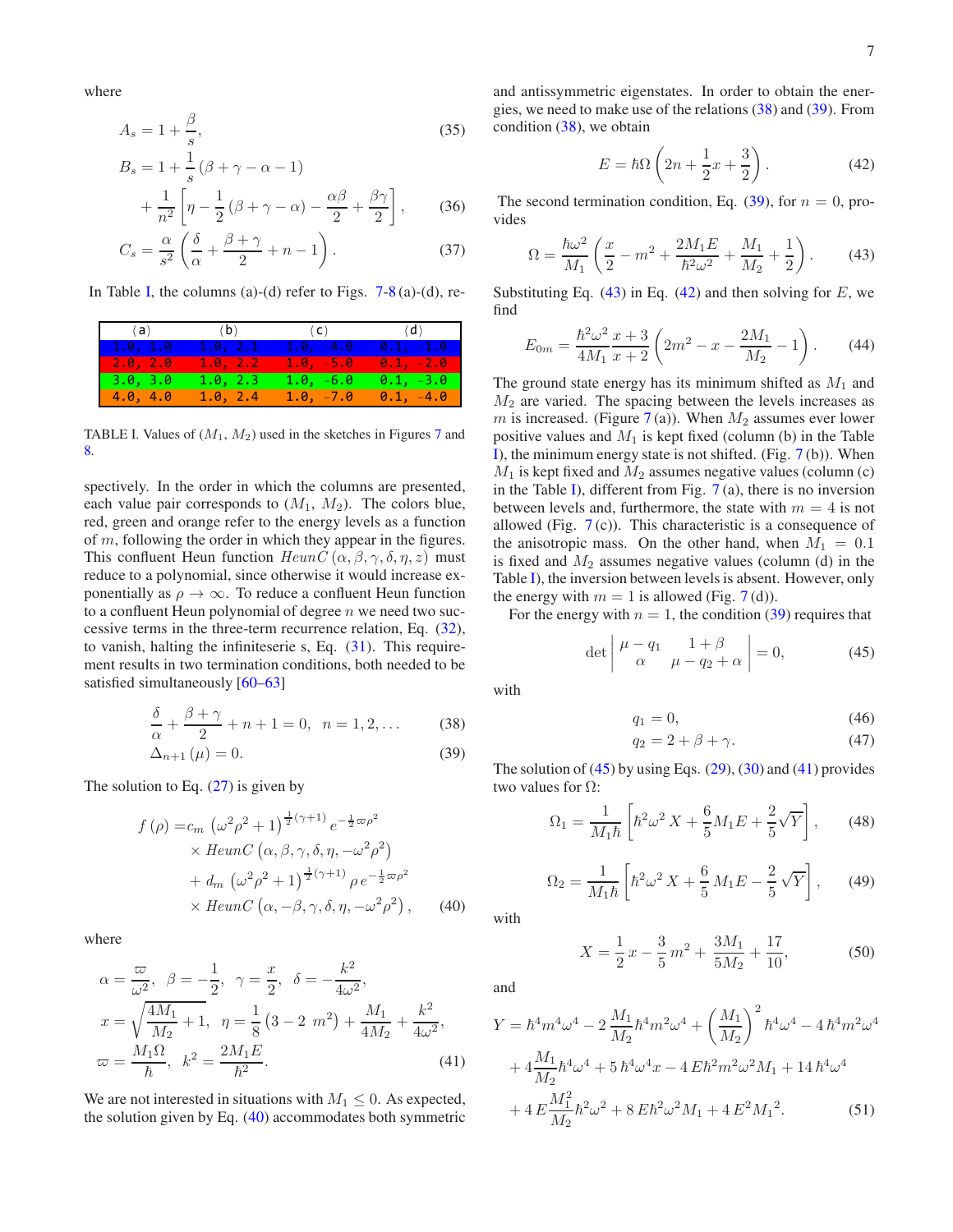where

$$A_s = 1 + \frac{\beta}{s}, \tag{35}$$

$$B_s = 1 + \frac{1}{s}(\beta + \gamma - \alpha - 1) + \frac{1}{n^2}\left[\eta - \frac{1}{2}(\beta + \gamma - \alpha) - \frac{\alpha\beta}{2} + \frac{\beta\gamma}{2}\right], \tag{36}$$

$$C_s = \frac{\alpha}{s^2}\left(\frac{\delta}{\alpha} + \frac{\beta + \gamma}{2} + n - 1\right). \tag{37}$$

In Table I, the columns (a)-(d) refer to Figs. 7-8 (a)-(d), respectively. In the order in which the columns are presented, each value pair corresponds to ($M_1$, $M_2$). The colors blue, red, green and orange refer to the energy levels as a function of $m$, following the order in which they appear in the figures.

| (a) | (b) | (c) | (d) |
|---|---|---|---|
| 1.0, 1.0 | 1.0, 2.1 | 1.0, -4.0 | 0.1, -1.0 |
| 2.0, 2.0 | 1.0, 2.2 | 1.0, -5.0 | 0.1, -2.0 |
| 3.0, 3.0 | 1.0, 2.3 | 1.0, -6.0 | 0.1, -3.0 |
| 4.0, 4.0 | 1.0, 2.4 | 1.0, -7.0 | 0.1, -4.0 |

TABLE I. Values of ($M_1$, $M_2$) used in the sketches in Figures 7 and 8.

This confluent Heun function $HeunC(\alpha, \beta, \gamma, \delta, \eta, z)$ must reduce to a polynomial, since otherwise it would increase exponentially as $\rho \to \infty$. To reduce a confluent Heun function to a confluent Heun polynomial of degree $n$ we need two successive terms in the three-term recurrence relation, Eq. (32), to vanish, halting the infiniteserie s, Eq. (31). This requirement results in two termination conditions, both needed to be satisfied simultaneously [60–63]

$$\frac{\delta}{\alpha} + \frac{\beta + \gamma}{2} + n + 1 = 0, \quad n = 1, 2, \ldots \tag{38}$$

$$\Delta_{n+1}(\mu) = 0. \tag{39}$$

The solution to Eq. (27) is given by

$$f(\rho) = c_m \left(\omega^2\rho^2 + 1\right)^{\frac{1}{2}(\gamma+1)} e^{-\frac{1}{2}\varpi\rho^2} \times HeunC\left(\alpha, \beta, \gamma, \delta, \eta, -\omega^2\rho^2\right) + d_m \left(\omega^2\rho^2 + 1\right)^{\frac{1}{2}(\gamma+1)} \rho\, e^{-\frac{1}{2}\varpi\rho^2} \times HeunC\left(\alpha, -\beta, \gamma, \delta, \eta, -\omega^2\rho^2\right), \tag{40}$$

where

$$\alpha = \frac{\varpi}{\omega^2}, \quad \beta = -\frac{1}{2}, \quad \gamma = \frac{x}{2}, \quad \delta = -\frac{k^2}{4\omega^2},$$
$$x = \sqrt{\frac{4M_1}{M_2} + 1}, \quad \eta = \frac{1}{8}\left(3 - 2\, m^2\right) + \frac{M_1}{4M_2} + \frac{k^2}{4\omega^2},$$
$$\varpi = \frac{M_1\Omega}{\hbar}, \quad k^2 = \frac{2M_1E}{\hbar^2}. \tag{41}$$

We are not interested in situations with $M_1 \leq 0$. As expected, the solution given by Eq. (40) accommodates both symmetric and antissymmetric eigenstates. In order to obtain the energies, we need to make use of the relations (38) and (39). From condition (38), we obtain

$$E = \hbar\Omega\left(2n + \frac{1}{2}x + \frac{3}{2}\right). \tag{42}$$

The second termination condition, Eq. (39), for $n = 0$, provides

$$\Omega = \frac{\hbar\omega^2}{M_1}\left(\frac{x}{2} - m^2 + \frac{2M_1E}{\hbar^2\omega^2} + \frac{M_1}{M_2} + \frac{1}{2}\right). \tag{43}$$

Substituting Eq. (43) in Eq. (42) and then solving for $E$, we find

$$E_{0m} = \frac{\hbar^2\omega^2}{4M_1}\frac{x+3}{x+2}\left(2m^2 - x - \frac{2M_1}{M_2} - 1\right). \tag{44}$$

The ground state energy has its minimum shifted as $M_1$ and $M_2$ are varied. The spacing between the levels increases as $m$ is increased. (Figure 7 (a)). When $M_2$ assumes ever lower positive values and $M_1$ is kept fixed (column (b) in the Table I), the minimum energy state is not shifted. (Fig. 7 (b)). When $M_1$ is kept fixed and $M_2$ assumes negative values (column (c) in the Table I), different from Fig. 7 (a), there is no inversion between levels and, furthermore, the state with $m = 4$ is not allowed (Fig. 7 (c)). This characteristic is a consequence of the anisotropic mass. On the other hand, when $M_1 = 0.1$ is fixed and $M_2$ assumes negative values (column (d) in the Table I), the inversion between levels is absent. However, only the energy with $m = 1$ is allowed (Fig. 7 (d)).

For the energy with $n = 1$, the condition (39) requires that

$$\det\begin{vmatrix} \mu - q_1 & 1 + \beta \\ \alpha & \mu - q_2 + \alpha \end{vmatrix} = 0, \tag{45}$$

with

$$q_1 = 0, \tag{46}$$

$$q_2 = 2 + \beta + \gamma. \tag{47}$$

The solution of (45) by using Eqs. (29), (30) and (41) provides two values for $\Omega$:

$$\Omega_1 = \frac{1}{M_1\hbar}\left[\hbar^2\omega^2 X + \frac{6}{5}M_1E + \frac{2}{5}\sqrt{Y}\right], \tag{48}$$

$$\Omega_2 = \frac{1}{M_1\hbar}\left[\hbar^2\omega^2 X + \frac{6}{5}M_1E - \frac{2}{5}\sqrt{Y}\right], \tag{49}$$

with

$$X = \frac{1}{2}x - \frac{3}{5}m^2 + \frac{3M_1}{5M_2} + \frac{17}{10}, \tag{50}$$

and

$$Y = \hbar^4m^4\omega^4 - 2\frac{M_1}{M_2}\hbar^4m^2\omega^4 + \left(\frac{M_1}{M_2}\right)^2\hbar^4\omega^4 - 4\hbar^4m^2\omega^4 + 4\frac{M_1}{M_2}\hbar^4\omega^4 + 5\hbar^4\omega^4x - 4E\hbar^2m^2\omega^2M_1 + 14\hbar^4\omega^4 + 4E\frac{M_1^2}{M_2}\hbar^2\omega^2 + 8E\hbar^2\omega^2M_1 + 4E^2{M_1}^2. \tag{51}$$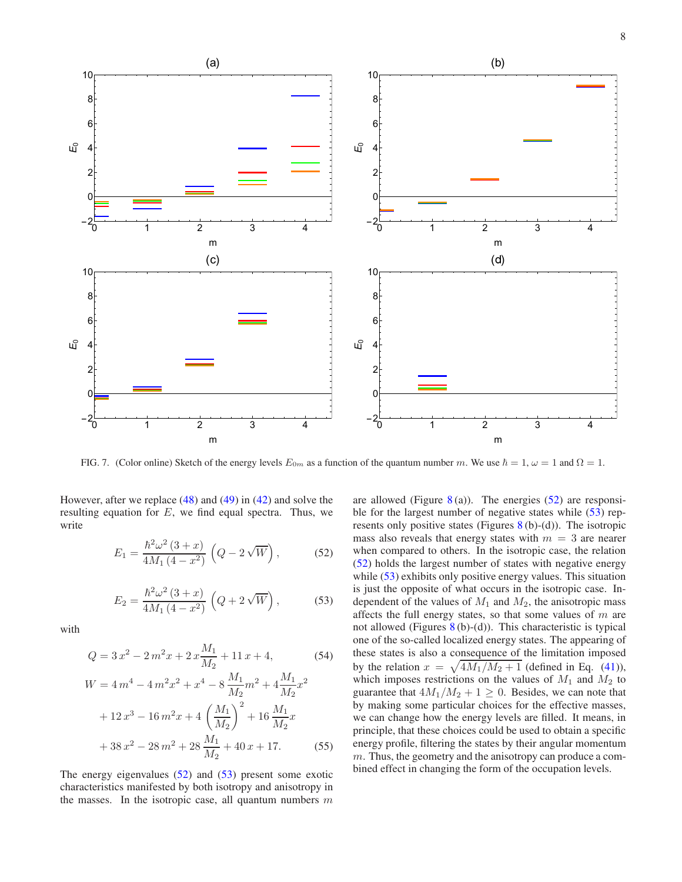FIG. 7. (Color online) Sketch of the energy levels $E_{0m}$ as a function of the quantum number $m$. We use $\hbar = 1$, $\omega = 1$ and $\Omega = 1$.

However, after we replace (48) and (49) in (42) and solve the resulting equation for $E$, we find equal spectra. Thus, we write

$$E_1 = \frac{\hbar^2\omega^2\,(3+x)}{4M_1\,(4-x^2)}\left(Q - 2\sqrt{W}\right), \tag{52}$$

$$E_2 = \frac{\hbar^2\omega^2\,(3+x)}{4M_1\,(4-x^2)}\left(Q + 2\sqrt{W}\right), \tag{53}$$

with

$$Q = 3\,x^2 - 2\,m^2 x + 2\,x\frac{M_1}{M_2} + 11\,x + 4, \tag{54}$$

$$\begin{aligned} W =\, & 4\,m^4 - 4\,m^2x^2 + x^4 - 8\,\frac{M_1}{M_2}m^2 + 4\frac{M_1}{M_2}x^2 \\ & + 12\,x^3 - 16\,m^2 x + 4\left(\frac{M_1}{M_2}\right)^2 + 16\,\frac{M_1}{M_2}x \\ & + 38\,x^2 - 28\,m^2 + 28\,\frac{M_1}{M_2} + 40\,x + 17. \end{aligned} \tag{55}$$

The energy eigenvalues (52) and (53) present some exotic characteristics manifested by both isotropy and anisotropy in the masses. In the isotropic case, all quantum numbers $m$ are allowed (Figure 8 (a)). The energies (52) are responsible for the largest number of negative states while (53) represents only positive states (Figures 8 (b)-(d)). The isotropic mass also reveals that energy states with $m = 3$ are nearer when compared to others. In the isotropic case, the relation (52) holds the largest number of states with negative energy while (53) exhibits only positive energy values. This situation is just the opposite of what occurs in the isotropic case. Independent of the values of $M_1$ and $M_2$, the anisotropic mass affects the full energy states, so that some values of $m$ are not allowed (Figures 8 (b)-(d)). This characteristic is typical one of the so-called localized energy states. The appearing of these states is also a consequence of the limitation imposed by the relation $x = \sqrt{4M_1/M_2 + 1}$ (defined in Eq. (41)), which imposes restrictions on the values of $M_1$ and $M_2$ to guarantee that $4M_1/M_2 + 1 \geq 0$. Besides, we can note that by making some particular choices for the effective masses, we can change how the energy levels are filled. It means, in principle, that these choices could be used to obtain a specific energy profile, filtering the states by their angular momentum $m$. Thus, the geometry and the anisotropy can produce a combined effect in changing the form of the occupation levels.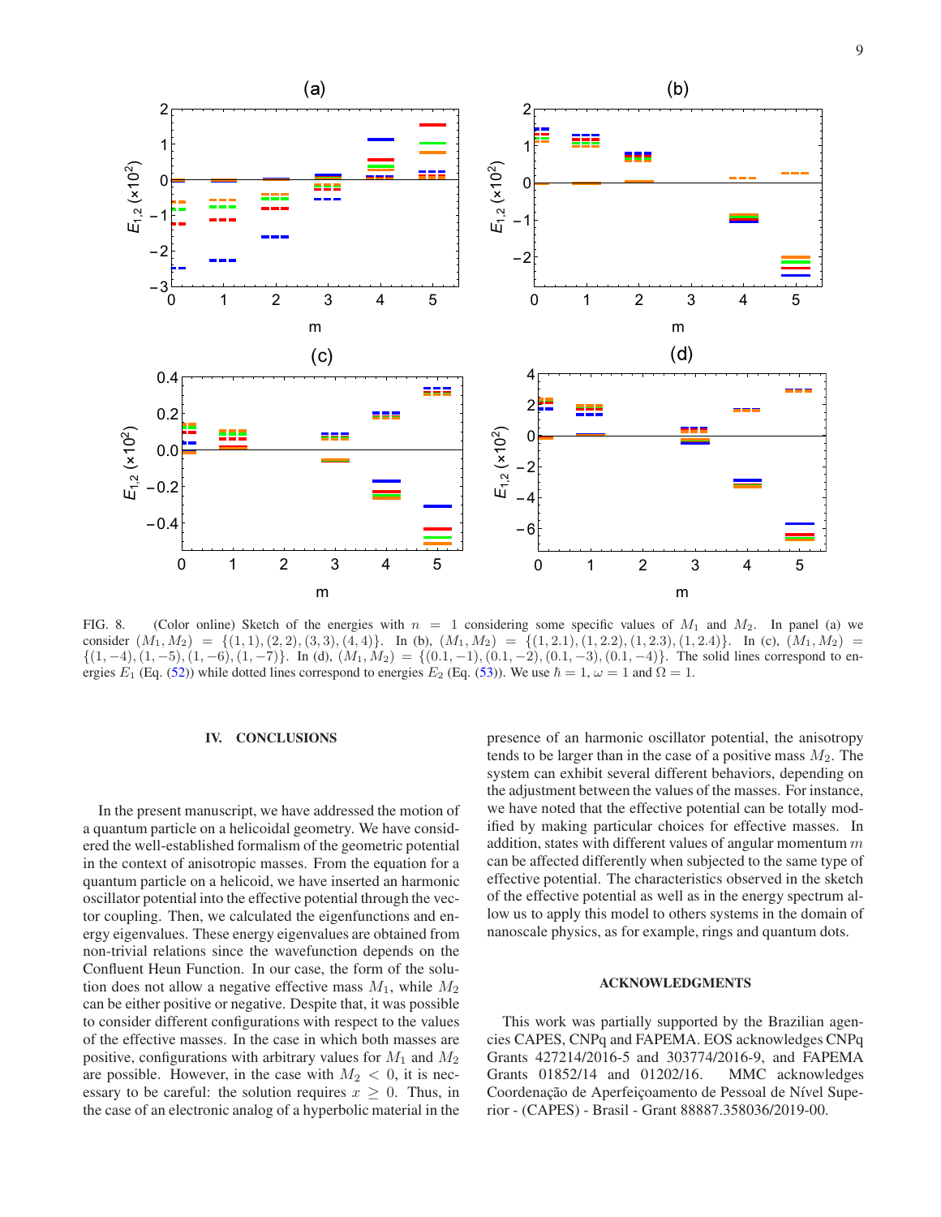FIG. 8. (Color online) Sketch of the energies with $n = 1$ considering some specific values of $M_1$ and $M_2$. In panel (a) we consider $(M_1, M_2) = \{(1,1),(2,2),(3,3),(4,4)\}$. In (b), $(M_1, M_2) = \{(1,2.1),(1,2.2),(1,2.3),(1,2.4)\}$. In (c), $(M_1, M_2) = \{(1,-4),(1,-5),(1,-6),(1,-7)\}$. In (d), $(M_1, M_2) = \{(0.1,-1),(0.1,-2),(0.1,-3),(0.1,-4)\}$. The solid lines correspond to energies $E_1$ (Eq. (52)) while dotted lines correspond to energies $E_2$ (Eq. (53)). We use $\hbar = 1$, $\omega = 1$ and $\Omega = 1$.

## IV. CONCLUSIONS

In the present manuscript, we have addressed the motion of a quantum particle on a helicoidal geometry. We have considered the well-established formalism of the geometric potential in the context of anisotropic masses. From the equation for a quantum particle on a helicoid, we have inserted an harmonic oscillator potential into the effective potential through the vector coupling. Then, we calculated the eigenfunctions and energy eigenvalues. These energy eigenvalues are obtained from non-trivial relations since the wavefunction depends on the Confluent Heun Function. In our case, the form of the solution does not allow a negative effective mass $M_1$, while $M_2$ can be either positive or negative. Despite that, it was possible to consider different configurations with respect to the values of the effective masses. In the case in which both masses are positive, configurations with arbitrary values for $M_1$ and $M_2$ are possible. However, in the case with $M_2 < 0$, it is necessary to be careful: the solution requires $x \geq 0$. Thus, in the case of an electronic analog of a hyperbolic material in the presence of an harmonic oscillator potential, the anisotropy tends to be larger than in the case of a positive mass $M_2$. The system can exhibit several different behaviors, depending on the adjustment between the values of the masses. For instance, we have noted that the effective potential can be totally modified by making particular choices for effective masses. In addition, states with different values of angular momentum $m$ can be affected differently when subjected to the same type of effective potential. The characteristics observed in the sketch of the effective potential as well as in the energy spectrum allow us to apply this model to others systems in the domain of nanoscale physics, as for example, rings and quantum dots.

## ACKNOWLEDGMENTS

This work was partially supported by the Brazilian agencies CAPES, CNPq and FAPEMA. EOS acknowledges CNPq Grants 427214/2016-5 and 303774/2016-9, and FAPEMA Grants 01852/14 and 01202/16. MMC acknowledges Coordenação de Aperfeiçoamento de Pessoal de Nível Superior - (CAPES) - Brasil - Grant 88887.358036/2019-00.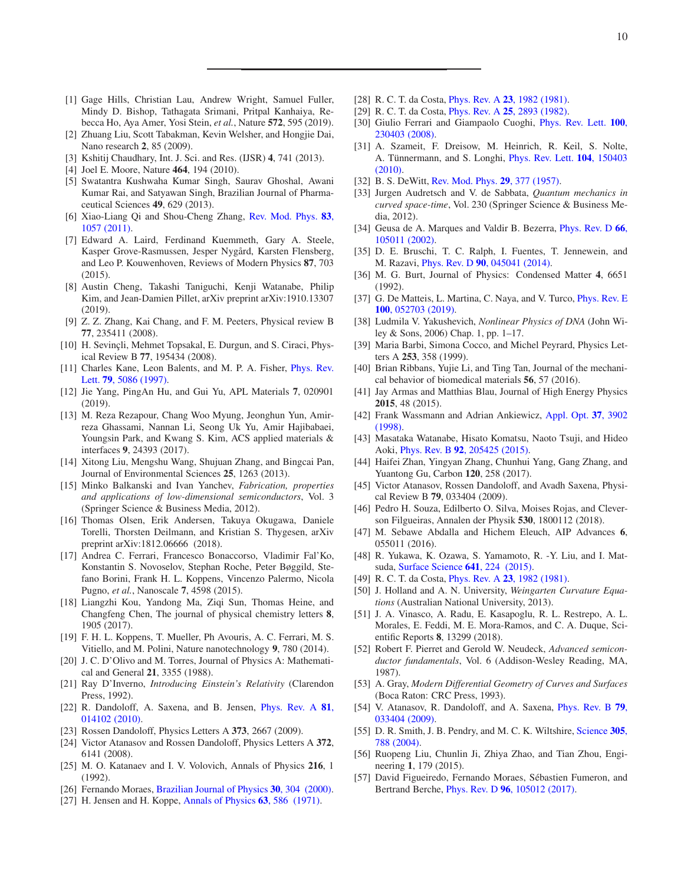[1] Gage Hills, Christian Lau, Andrew Wright, Samuel Fuller, Mindy D. Bishop, Tathagata Srimani, Pritpal Kanhaiya, Rebecca Ho, Aya Amer, Yosi Stein, *et al.*, Nature **572**, 595 (2019).

[2] Zhuang Liu, Scott Tabakman, Kevin Welsher, and Hongjie Dai, Nano research **2**, 85 (2009).

[3] Kshitij Chaudhary, Int. J. Sci. and Res. (IJSR) **4**, 741 (2013).

[4] Joel E. Moore, Nature **464**, 194 (2010).

[5] Swatantra Kushwaha Kumar Singh, Saurav Ghoshal, Awani Kumar Rai, and Satyawan Singh, Brazilian Journal of Pharmaceutical Sciences **49**, 629 (2013).

[6] Xiao-Liang Qi and Shou-Cheng Zhang, Rev. Mod. Phys. **83**, 1057 (2011).

[7] Edward A. Laird, Ferdinand Kuemmeth, Gary A. Steele, Kasper Grove-Rasmussen, Jesper Nygård, Karsten Flensberg, and Leo P. Kouwenhoven, Reviews of Modern Physics **87**, 703 (2015).

[8] Austin Cheng, Takashi Taniguchi, Kenji Watanabe, Philip Kim, and Jean-Damien Pillet, arXiv preprint arXiv:1910.13307 (2019).

[9] Z. Z. Zhang, Kai Chang, and F. M. Peeters, Physical review B **77**, 235411 (2008).

[10] H. Sevinçli, Mehmet Topsakal, E. Durgun, and S. Ciraci, Physical Review B **77**, 195434 (2008).

[11] Charles Kane, Leon Balents, and M. P. A. Fisher, Phys. Rev. Lett. **79**, 5086 (1997).

[12] Jie Yang, PingAn Hu, and Gui Yu, APL Materials **7**, 020901 (2019).

[13] M. Reza Rezapour, Chang Woo Myung, Jeonghun Yun, Amirreza Ghassami, Nannan Li, Seong Uk Yu, Amir Hajibabaei, Youngsin Park, and Kwang S. Kim, ACS applied materials & interfaces **9**, 24393 (2017).

[14] Xitong Liu, Mengshu Wang, Shujuan Zhang, and Bingcai Pan, Journal of Environmental Sciences **25**, 1263 (2013).

[15] Minko Balkanski and Ivan Yanchev, *Fabrication, properties and applications of low-dimensional semiconductors*, Vol. 3 (Springer Science & Business Media, 2012).

[16] Thomas Olsen, Erik Andersen, Takuya Okugawa, Daniele Torelli, Thorsten Deilmann, and Kristian S. Thygesen, arXiv preprint arXiv:1812.06666 (2018).

[17] Andrea C. Ferrari, Francesco Bonaccorso, Vladimir Fal'Ko, Konstantin S. Novoselov, Stephan Roche, Peter Bøggild, Stefano Borini, Frank H. L. Koppens, Vincenzo Palermo, Nicola Pugno, *et al.*, Nanoscale **7**, 4598 (2015).

[18] Liangzhi Kou, Yandong Ma, Ziqi Sun, Thomas Heine, and Changfeng Chen, The journal of physical chemistry letters **8**, 1905 (2017).

[19] F. H. L. Koppens, T. Mueller, Ph Avouris, A. C. Ferrari, M. S. Vitiello, and M. Polini, Nature nanotechnology **9**, 780 (2014).

[20] J. C. D'Olivo and M. Torres, Journal of Physics A: Mathematical and General **21**, 3355 (1988).

[21] Ray D'Inverno, *Introducing Einstein's Relativity* (Clarendon Press, 1992).

[22] R. Dandoloff, A. Saxena, and B. Jensen, Phys. Rev. A **81**, 014102 (2010).

[23] Rossen Dandoloff, Physics Letters A **373**, 2667 (2009).

[24] Victor Atanasov and Rossen Dandoloff, Physics Letters A **372**, 6141 (2008).

[25] M. O. Katanaev and I. V. Volovich, Annals of Physics **216**, 1 (1992).

[26] Fernando Moraes, Brazilian Journal of Physics **30**, 304 (2000).

[27] H. Jensen and H. Koppe, Annals of Physics **63**, 586 (1971).

[28] R. C. T. da Costa, Phys. Rev. A **23**, 1982 (1981).

[29] R. C. T. da Costa, Phys. Rev. A **25**, 2893 (1982).

[30] Giulio Ferrari and Giampaolo Cuoghi, Phys. Rev. Lett. **100**, 230403 (2008).

[31] A. Szameit, F. Dreisow, M. Heinrich, R. Keil, S. Nolte, A. Tünnermann, and S. Longhi, Phys. Rev. Lett. **104**, 150403 (2010).

[32] B. S. DeWitt, Rev. Mod. Phys. **29**, 377 (1957).

[33] Jurgen Audretsch and V. de Sabbata, *Quantum mechanics in curved space-time*, Vol. 230 (Springer Science & Business Media, 2012).

[34] Geusa de A. Marques and Valdir B. Bezerra, Phys. Rev. D **66**, 105011 (2002).

[35] D. E. Bruschi, T. C. Ralph, I. Fuentes, T. Jennewein, and M. Razavi, Phys. Rev. D **90**, 045041 (2014).

[36] M. G. Burt, Journal of Physics: Condensed Matter **4**, 6651 (1992).

[37] G. De Matteis, L. Martina, C. Naya, and V. Turco, Phys. Rev. E **100**, 052703 (2019).

[38] Ludmila V. Yakushevich, *Nonlinear Physics of DNA* (John Wiley & Sons, 2006) Chap. 1, pp. 1–17.

[39] Maria Barbi, Simona Cocco, and Michel Peyrard, Physics Letters A **253**, 358 (1999).

[40] Brian Ribbans, Yujie Li, and Ting Tan, Journal of the mechanical behavior of biomedical materials **56**, 57 (2016).

[41] Jay Armas and Matthias Blau, Journal of High Energy Physics **2015**, 48 (2015).

[42] Frank Wassmann and Adrian Ankiewicz, Appl. Opt. **37**, 3902 (1998).

[43] Masataka Watanabe, Hisato Komatsu, Naoto Tsuji, and Hideo Aoki, Phys. Rev. B **92**, 205425 (2015).

[44] Haifei Zhan, Yingyan Zhang, Chunhui Yang, Gang Zhang, and Yuantong Gu, Carbon **120**, 258 (2017).

[45] Victor Atanasov, Rossen Dandoloff, and Avadh Saxena, Physical Review B **79**, 033404 (2009).

[46] Pedro H. Souza, Edilberto O. Silva, Moises Rojas, and Cleverson Filgueiras, Annalen der Physik **530**, 1800112 (2018).

[47] M. Sebawe Abdalla and Hichem Eleuch, AIP Advances **6**, 055011 (2016).

[48] R. Yukawa, K. Ozawa, S. Yamamoto, R. -Y. Liu, and I. Matsuda, Surface Science **641**, 224 (2015).

[49] R. C. T. da Costa, Phys. Rev. A **23**, 1982 (1981).

[50] J. Holland and A. N. University, *Weingarten Curvature Equations* (Australian National University, 2013).

[51] J. A. Vinasco, A. Radu, E. Kasapoglu, R. L. Restrepo, A. L. Morales, E. Feddi, M. E. Mora-Ramos, and C. A. Duque, Scientific Reports **8**, 13299 (2018).

[52] Robert F. Pierret and Gerold W. Neudeck, *Advanced semiconductor fundamentals*, Vol. 6 (Addison-Wesley Reading, MA, 1987).

[53] A. Gray, *Modern Differential Geometry of Curves and Surfaces* (Boca Raton: CRC Press, 1993).

[54] V. Atanasov, R. Dandoloff, and A. Saxena, Phys. Rev. B **79**, 033404 (2009).

[55] D. R. Smith, J. B. Pendry, and M. C. K. Wiltshire, Science **305**, 788 (2004).

[56] Ruopeng Liu, Chunlin Ji, Zhiya Zhao, and Tian Zhou, Engineering **1**, 179 (2015).

[57] David Figueiredo, Fernando Moraes, Sébastien Fumeron, and Bertrand Berche, Phys. Rev. D **96**, 105012 (2017).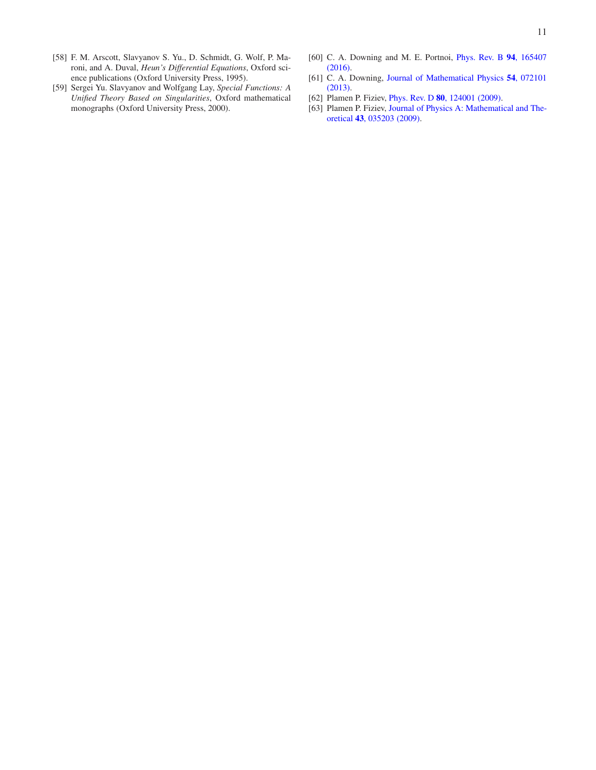[58] F. M. Arscott, Slavyanov S. Yu., D. Schmidt, G. Wolf, P. Maroni, and A. Duval, *Heun's Differential Equations*, Oxford science publications (Oxford University Press, 1995).

[59] Sergei Yu. Slavyanov and Wolfgang Lay, *Special Functions: A Unified Theory Based on Singularities*, Oxford mathematical monographs (Oxford University Press, 2000).

[60] C. A. Downing and M. E. Portnoi, Phys. Rev. B **94**, 165407 (2016).

[61] C. A. Downing, Journal of Mathematical Physics **54**, 072101 (2013).

[62] Plamen P. Fiziev, Phys. Rev. D **80**, 124001 (2009).

[63] Plamen P. Fiziev, Journal of Physics A: Mathematical and Theoretical **43**, 035203 (2009).